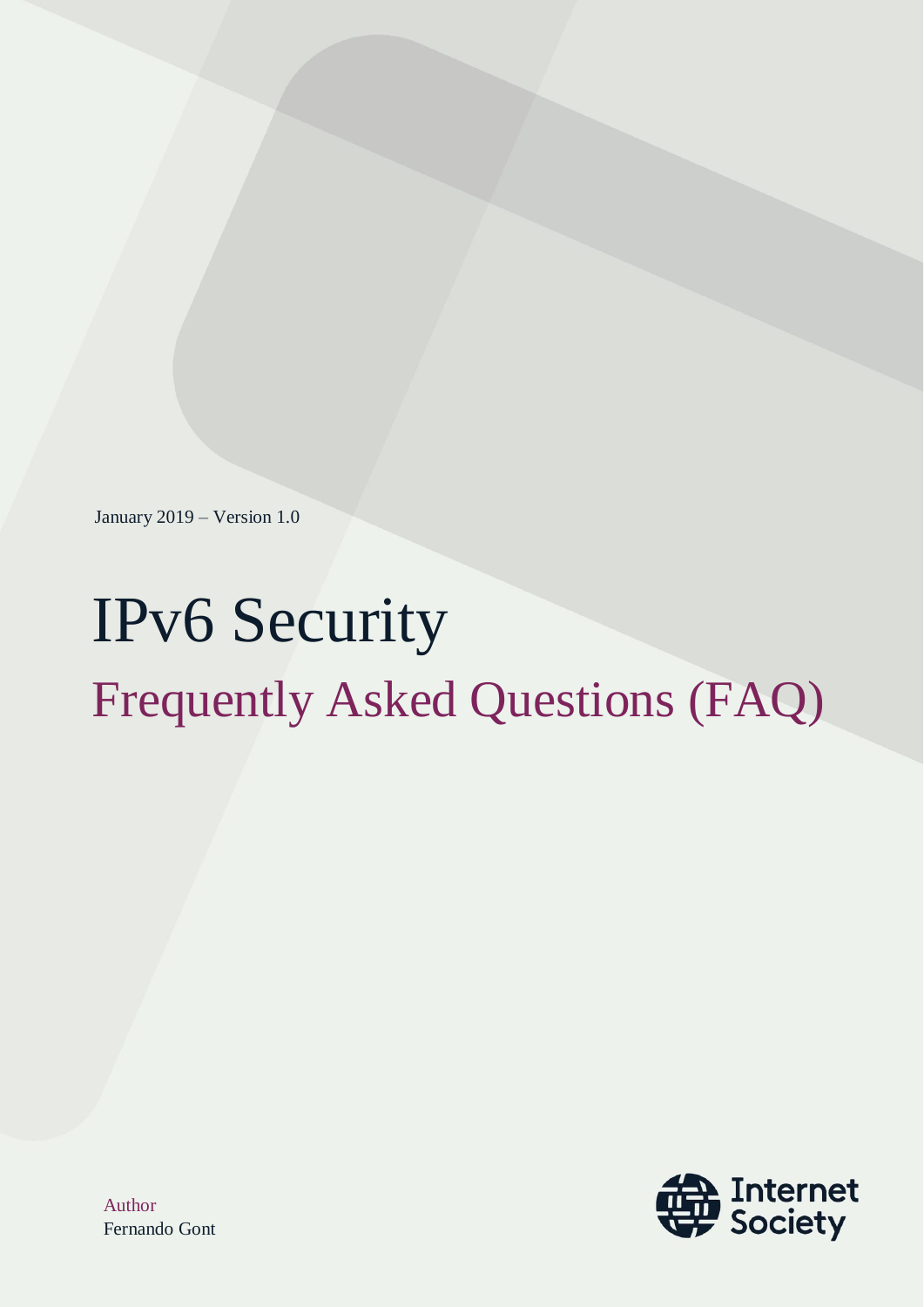January 2019 – Version 1.0

# IPv6 Security

## Frequently Asked Questions (FAQ)

Author
Fernando Gont

Internet Society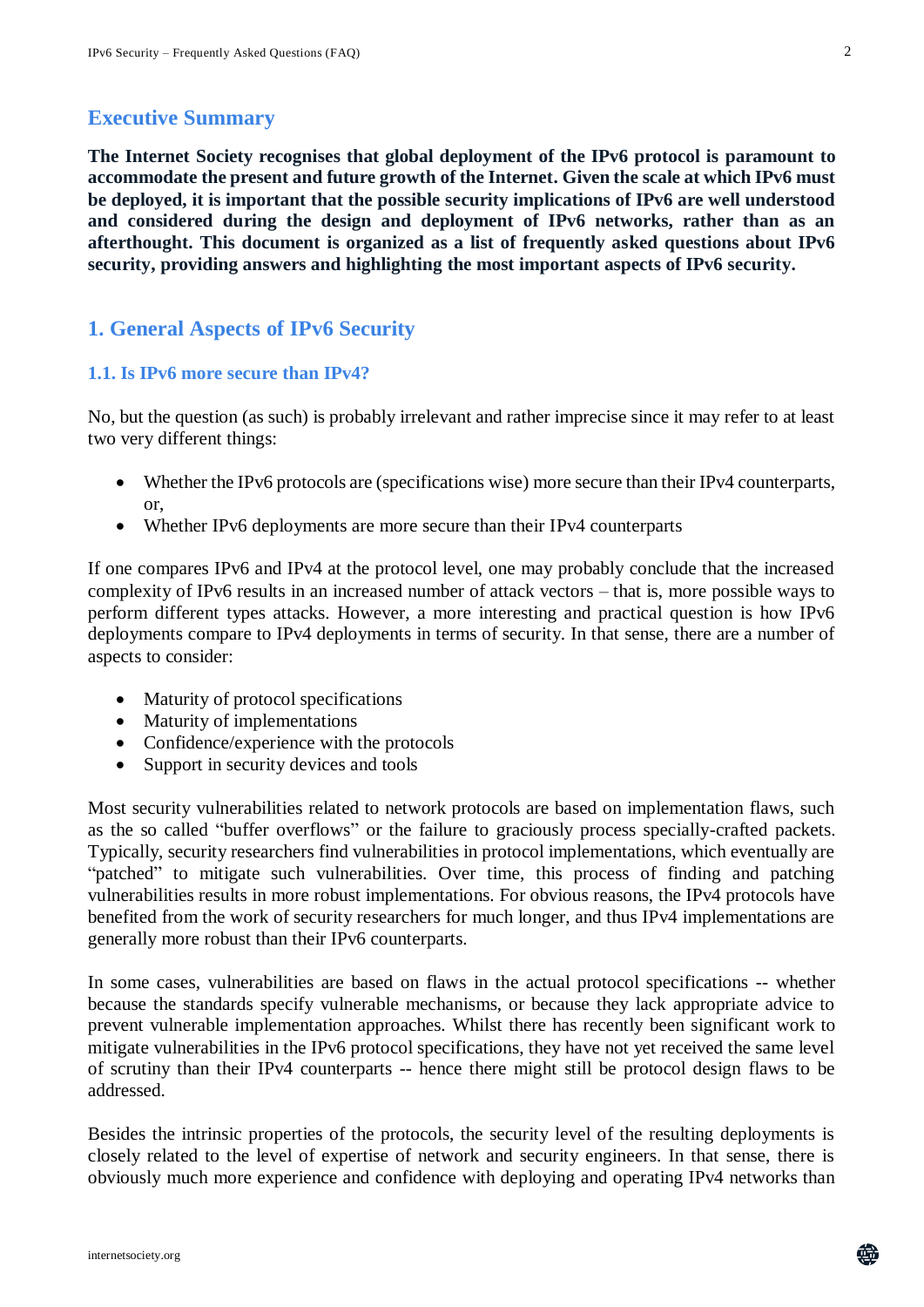## Executive Summary

**The Internet Society recognises that global deployment of the IPv6 protocol is paramount to accommodate the present and future growth of the Internet. Given the scale at which IPv6 must be deployed, it is important that the possible security implications of IPv6 are well understood and considered during the design and deployment of IPv6 networks, rather than as an afterthought. This document is organized as a list of frequently asked questions about IPv6 security, providing answers and highlighting the most important aspects of IPv6 security.**

## 1. General Aspects of IPv6 Security

### 1.1. Is IPv6 more secure than IPv4?

No, but the question (as such) is probably irrelevant and rather imprecise since it may refer to at least two very different things:

- Whether the IPv6 protocols are (specifications wise) more secure than their IPv4 counterparts, or,
- Whether IPv6 deployments are more secure than their IPv4 counterparts

If one compares IPv6 and IPv4 at the protocol level, one may probably conclude that the increased complexity of IPv6 results in an increased number of attack vectors – that is, more possible ways to perform different types attacks. However, a more interesting and practical question is how IPv6 deployments compare to IPv4 deployments in terms of security. In that sense, there are a number of aspects to consider:

- Maturity of protocol specifications
- Maturity of implementations
- Confidence/experience with the protocols
- Support in security devices and tools

Most security vulnerabilities related to network protocols are based on implementation flaws, such as the so called "buffer overflows" or the failure to graciously process specially-crafted packets. Typically, security researchers find vulnerabilities in protocol implementations, which eventually are "patched" to mitigate such vulnerabilities. Over time, this process of finding and patching vulnerabilities results in more robust implementations. For obvious reasons, the IPv4 protocols have benefited from the work of security researchers for much longer, and thus IPv4 implementations are generally more robust than their IPv6 counterparts.

In some cases, vulnerabilities are based on flaws in the actual protocol specifications -- whether because the standards specify vulnerable mechanisms, or because they lack appropriate advice to prevent vulnerable implementation approaches. Whilst there has recently been significant work to mitigate vulnerabilities in the IPv6 protocol specifications, they have not yet received the same level of scrutiny than their IPv4 counterparts -- hence there might still be protocol design flaws to be addressed.

Besides the intrinsic properties of the protocols, the security level of the resulting deployments is closely related to the level of expertise of network and security engineers. In that sense, there is obviously much more experience and confidence with deploying and operating IPv4 networks than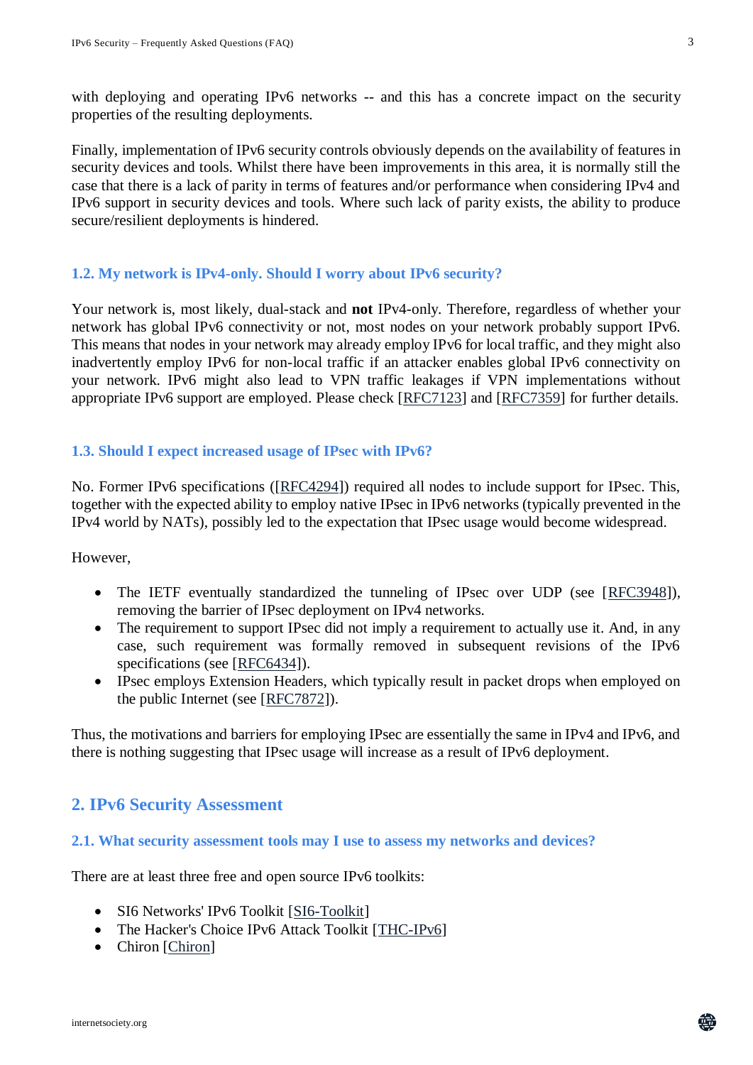with deploying and operating IPv6 networks -- and this has a concrete impact on the security properties of the resulting deployments.

Finally, implementation of IPv6 security controls obviously depends on the availability of features in security devices and tools. Whilst there have been improvements in this area, it is normally still the case that there is a lack of parity in terms of features and/or performance when considering IPv4 and IPv6 support in security devices and tools. Where such lack of parity exists, the ability to produce secure/resilient deployments is hindered.

### 1.2. My network is IPv4-only. Should I worry about IPv6 security?

Your network is, most likely, dual-stack and **not** IPv4-only. Therefore, regardless of whether your network has global IPv6 connectivity or not, most nodes on your network probably support IPv6. This means that nodes in your network may already employ IPv6 for local traffic, and they might also inadvertently employ IPv6 for non-local traffic if an attacker enables global IPv6 connectivity on your network. IPv6 might also lead to VPN traffic leakages if VPN implementations without appropriate IPv6 support are employed. Please check [RFC7123] and [RFC7359] for further details.

### 1.3. Should I expect increased usage of IPsec with IPv6?

No. Former IPv6 specifications ([RFC4294]) required all nodes to include support for IPsec. This, together with the expected ability to employ native IPsec in IPv6 networks (typically prevented in the IPv4 world by NATs), possibly led to the expectation that IPsec usage would become widespread.

However,

- The IETF eventually standardized the tunneling of IPsec over UDP (see [RFC3948]), removing the barrier of IPsec deployment on IPv4 networks.
- The requirement to support IPsec did not imply a requirement to actually use it. And, in any case, such requirement was formally removed in subsequent revisions of the IPv6 specifications (see [RFC6434]).
- IPsec employs Extension Headers, which typically result in packet drops when employed on the public Internet (see [RFC7872]).

Thus, the motivations and barriers for employing IPsec are essentially the same in IPv4 and IPv6, and there is nothing suggesting that IPsec usage will increase as a result of IPv6 deployment.

## 2. IPv6 Security Assessment

### 2.1. What security assessment tools may I use to assess my networks and devices?

There are at least three free and open source IPv6 toolkits:

- SI6 Networks' IPv6 Toolkit [SI6-Toolkit]
- The Hacker's Choice IPv6 Attack Toolkit [THC-IPv6]
- Chiron [Chiron]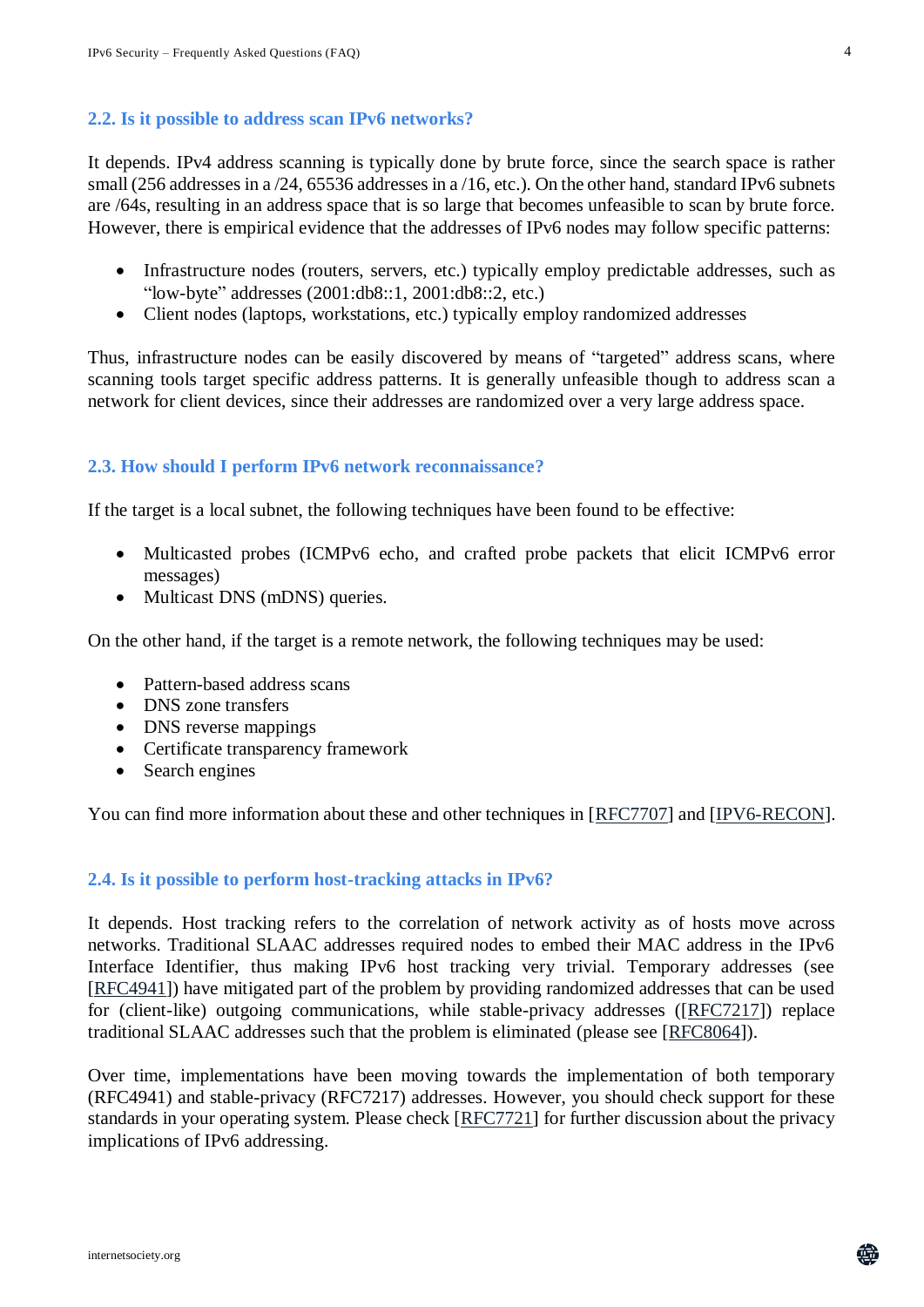### 2.2. Is it possible to address scan IPv6 networks?

It depends. IPv4 address scanning is typically done by brute force, since the search space is rather small (256 addresses in a /24, 65536 addresses in a /16, etc.). On the other hand, standard IPv6 subnets are /64s, resulting in an address space that is so large that becomes unfeasible to scan by brute force. However, there is empirical evidence that the addresses of IPv6 nodes may follow specific patterns:

- Infrastructure nodes (routers, servers, etc.) typically employ predictable addresses, such as "low-byte" addresses (2001:db8::1, 2001:db8::2, etc.)
- Client nodes (laptops, workstations, etc.) typically employ randomized addresses

Thus, infrastructure nodes can be easily discovered by means of "targeted" address scans, where scanning tools target specific address patterns. It is generally unfeasible though to address scan a network for client devices, since their addresses are randomized over a very large address space.

### 2.3. How should I perform IPv6 network reconnaissance?

If the target is a local subnet, the following techniques have been found to be effective:

- Multicasted probes (ICMPv6 echo, and crafted probe packets that elicit ICMPv6 error messages)
- Multicast DNS (mDNS) queries.

On the other hand, if the target is a remote network, the following techniques may be used:

- Pattern-based address scans
- DNS zone transfers
- DNS reverse mappings
- Certificate transparency framework
- Search engines

You can find more information about these and other techniques in [RFC7707] and [IPV6-RECON].

### 2.4. Is it possible to perform host-tracking attacks in IPv6?

It depends. Host tracking refers to the correlation of network activity as of hosts move across networks. Traditional SLAAC addresses required nodes to embed their MAC address in the IPv6 Interface Identifier, thus making IPv6 host tracking very trivial. Temporary addresses (see [RFC4941]) have mitigated part of the problem by providing randomized addresses that can be used for (client-like) outgoing communications, while stable-privacy addresses ([RFC7217]) replace traditional SLAAC addresses such that the problem is eliminated (please see [RFC8064]).

Over time, implementations have been moving towards the implementation of both temporary (RFC4941) and stable-privacy (RFC7217) addresses. However, you should check support for these standards in your operating system. Please check [RFC7721] for further discussion about the privacy implications of IPv6 addressing.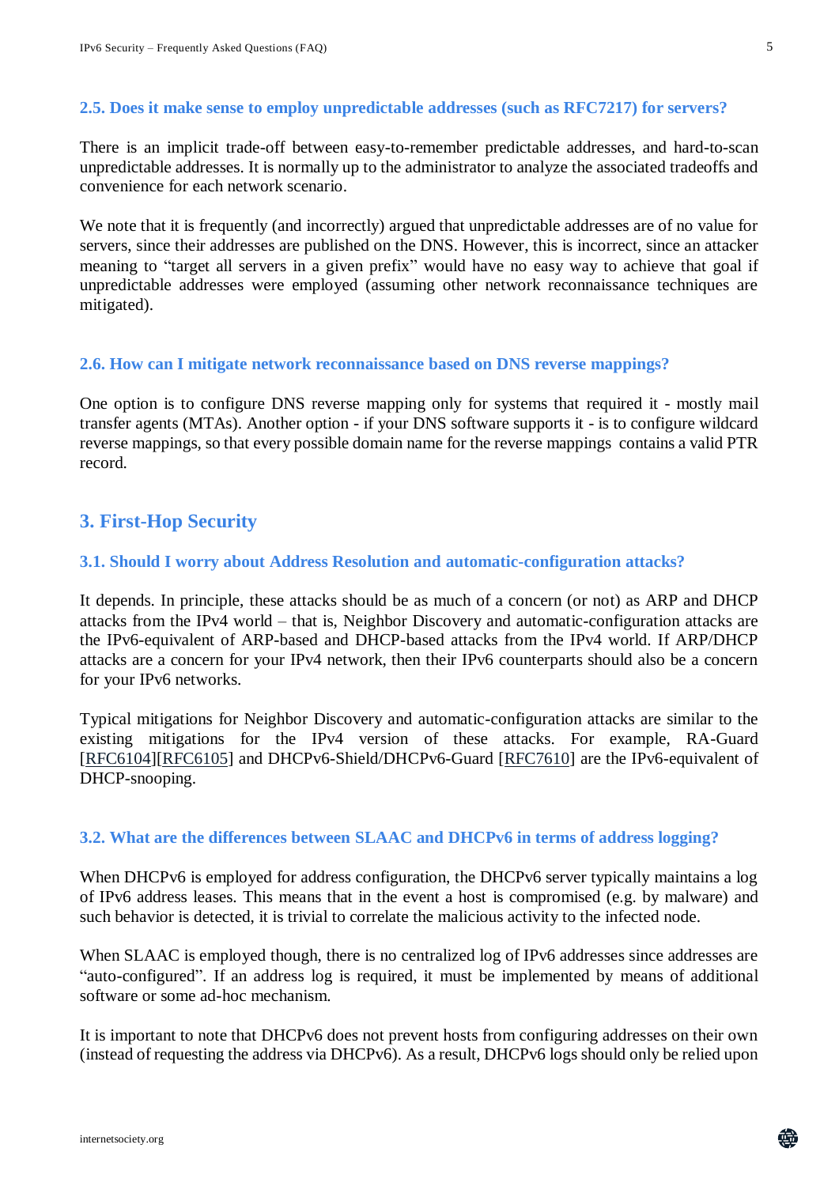### 2.5. Does it make sense to employ unpredictable addresses (such as RFC7217) for servers?

There is an implicit trade-off between easy-to-remember predictable addresses, and hard-to-scan unpredictable addresses. It is normally up to the administrator to analyze the associated tradeoffs and convenience for each network scenario.

We note that it is frequently (and incorrectly) argued that unpredictable addresses are of no value for servers, since their addresses are published on the DNS. However, this is incorrect, since an attacker meaning to "target all servers in a given prefix" would have no easy way to achieve that goal if unpredictable addresses were employed (assuming other network reconnaissance techniques are mitigated).

### 2.6. How can I mitigate network reconnaissance based on DNS reverse mappings?

One option is to configure DNS reverse mapping only for systems that required it - mostly mail transfer agents (MTAs). Another option - if your DNS software supports it - is to configure wildcard reverse mappings, so that every possible domain name for the reverse mappings contains a valid PTR record.

## 3. First-Hop Security

### 3.1. Should I worry about Address Resolution and automatic-configuration attacks?

It depends. In principle, these attacks should be as much of a concern (or not) as ARP and DHCP attacks from the IPv4 world – that is, Neighbor Discovery and automatic-configuration attacks are the IPv6-equivalent of ARP-based and DHCP-based attacks from the IPv4 world. If ARP/DHCP attacks are a concern for your IPv4 network, then their IPv6 counterparts should also be a concern for your IPv6 networks.

Typical mitigations for Neighbor Discovery and automatic-configuration attacks are similar to the existing mitigations for the IPv4 version of these attacks. For example, RA-Guard [RFC6104][RFC6105] and DHCPv6-Shield/DHCPv6-Guard [RFC7610] are the IPv6-equivalent of DHCP-snooping.

### 3.2. What are the differences between SLAAC and DHCPv6 in terms of address logging?

When DHCPv6 is employed for address configuration, the DHCPv6 server typically maintains a log of IPv6 address leases. This means that in the event a host is compromised (e.g. by malware) and such behavior is detected, it is trivial to correlate the malicious activity to the infected node.

When SLAAC is employed though, there is no centralized log of IPv6 addresses since addresses are "auto-configured". If an address log is required, it must be implemented by means of additional software or some ad-hoc mechanism.

It is important to note that DHCPv6 does not prevent hosts from configuring addresses on their own (instead of requesting the address via DHCPv6). As a result, DHCPv6 logs should only be relied upon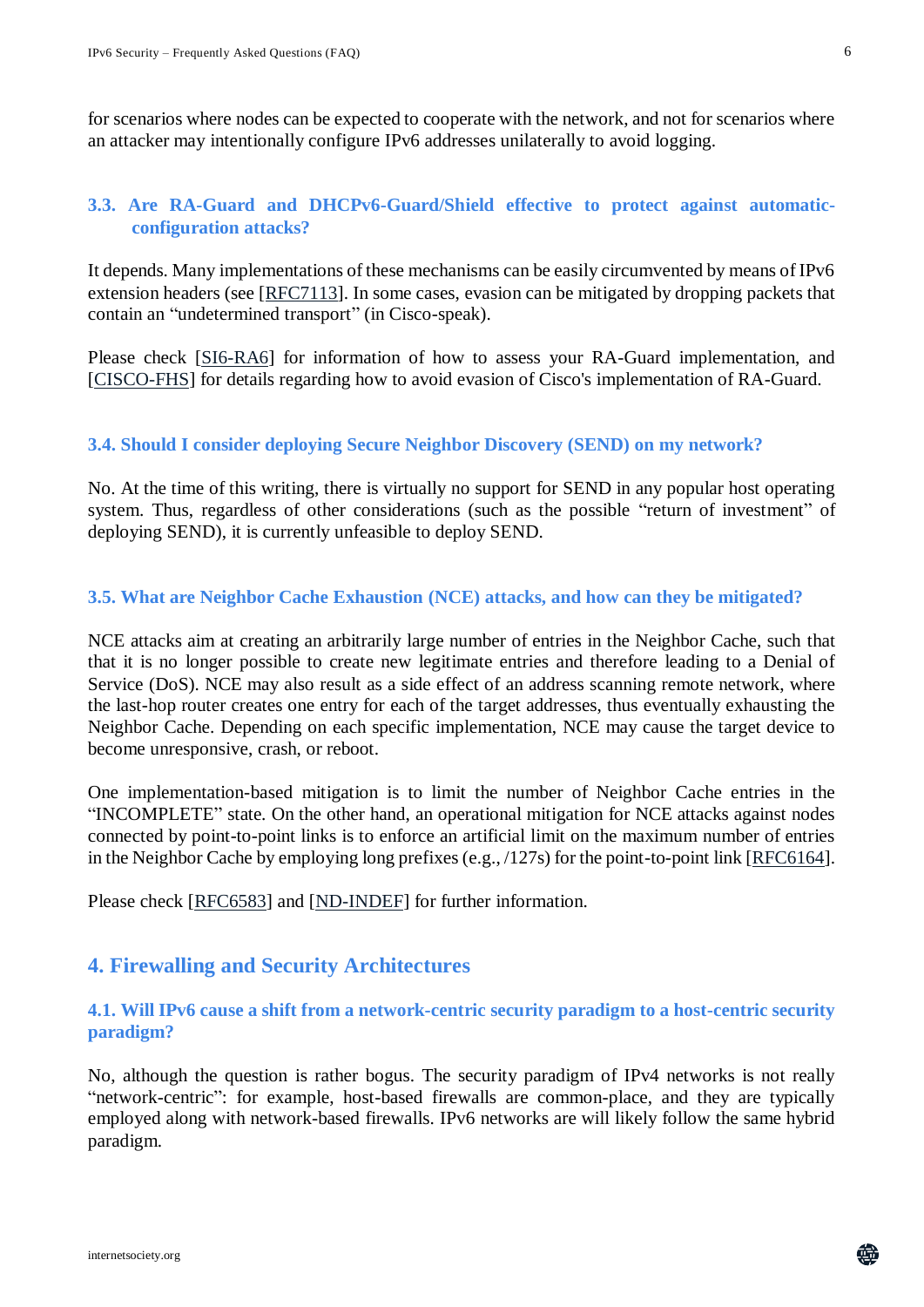for scenarios where nodes can be expected to cooperate with the network, and not for scenarios where an attacker may intentionally configure IPv6 addresses unilaterally to avoid logging.

### 3.3. Are RA-Guard and DHCPv6-Guard/Shield effective to protect against automatic-configuration attacks?

It depends. Many implementations of these mechanisms can be easily circumvented by means of IPv6 extension headers (see [RFC7113]. In some cases, evasion can be mitigated by dropping packets that contain an "undetermined transport" (in Cisco-speak).

Please check [SI6-RA6] for information of how to assess your RA-Guard implementation, and [CISCO-FHS] for details regarding how to avoid evasion of Cisco's implementation of RA-Guard.

### 3.4. Should I consider deploying Secure Neighbor Discovery (SEND) on my network?

No. At the time of this writing, there is virtually no support for SEND in any popular host operating system. Thus, regardless of other considerations (such as the possible "return of investment" of deploying SEND), it is currently unfeasible to deploy SEND.

### 3.5. What are Neighbor Cache Exhaustion (NCE) attacks, and how can they be mitigated?

NCE attacks aim at creating an arbitrarily large number of entries in the Neighbor Cache, such that that it is no longer possible to create new legitimate entries and therefore leading to a Denial of Service (DoS). NCE may also result as a side effect of an address scanning remote network, where the last-hop router creates one entry for each of the target addresses, thus eventually exhausting the Neighbor Cache. Depending on each specific implementation, NCE may cause the target device to become unresponsive, crash, or reboot.

One implementation-based mitigation is to limit the number of Neighbor Cache entries in the "INCOMPLETE" state. On the other hand, an operational mitigation for NCE attacks against nodes connected by point-to-point links is to enforce an artificial limit on the maximum number of entries in the Neighbor Cache by employing long prefixes (e.g., /127s) for the point-to-point link [RFC6164].

Please check [RFC6583] and [ND-INDEF] for further information.

## 4. Firewalling and Security Architectures

### 4.1. Will IPv6 cause a shift from a network-centric security paradigm to a host-centric security paradigm?

No, although the question is rather bogus. The security paradigm of IPv4 networks is not really "network-centric": for example, host-based firewalls are common-place, and they are typically employed along with network-based firewalls. IPv6 networks are will likely follow the same hybrid paradigm.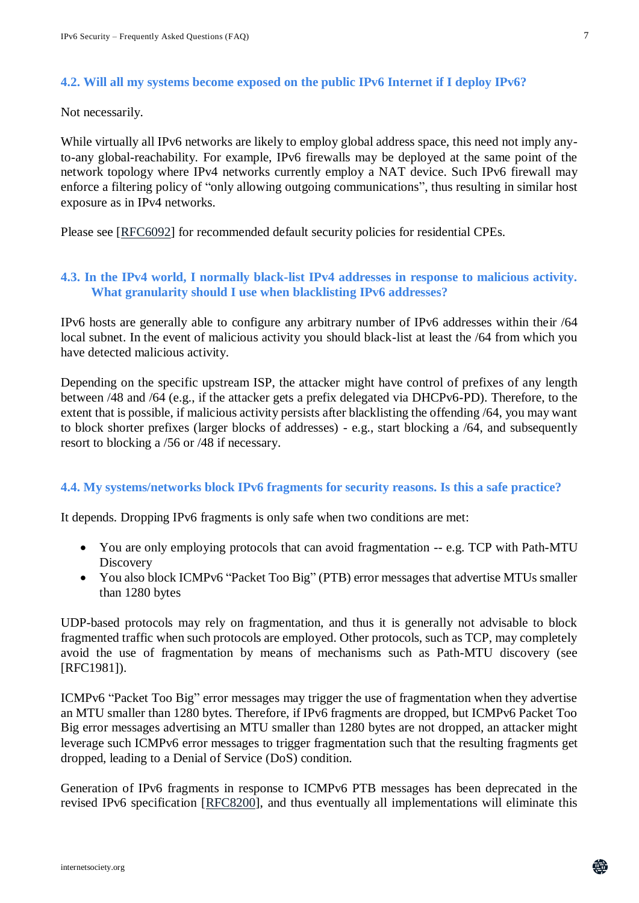### 4.2. Will all my systems become exposed on the public IPv6 Internet if I deploy IPv6?

Not necessarily.

While virtually all IPv6 networks are likely to employ global address space, this need not imply any-to-any global-reachability. For example, IPv6 firewalls may be deployed at the same point of the network topology where IPv4 networks currently employ a NAT device. Such IPv6 firewall may enforce a filtering policy of "only allowing outgoing communications", thus resulting in similar host exposure as in IPv4 networks.

Please see [RFC6092] for recommended default security policies for residential CPEs.

### 4.3. In the IPv4 world, I normally black-list IPv4 addresses in response to malicious activity. What granularity should I use when blacklisting IPv6 addresses?

IPv6 hosts are generally able to configure any arbitrary number of IPv6 addresses within their /64 local subnet. In the event of malicious activity you should black-list at least the /64 from which you have detected malicious activity.

Depending on the specific upstream ISP, the attacker might have control of prefixes of any length between /48 and /64 (e.g., if the attacker gets a prefix delegated via DHCPv6-PD). Therefore, to the extent that is possible, if malicious activity persists after blacklisting the offending /64, you may want to block shorter prefixes (larger blocks of addresses) - e.g., start blocking a /64, and subsequently resort to blocking a /56 or /48 if necessary.

### 4.4. My systems/networks block IPv6 fragments for security reasons. Is this a safe practice?

It depends. Dropping IPv6 fragments is only safe when two conditions are met:

- You are only employing protocols that can avoid fragmentation -- e.g. TCP with Path-MTU Discovery
- You also block ICMPv6 "Packet Too Big" (PTB) error messages that advertise MTUs smaller than 1280 bytes

UDP-based protocols may rely on fragmentation, and thus it is generally not advisable to block fragmented traffic when such protocols are employed. Other protocols, such as TCP, may completely avoid the use of fragmentation by means of mechanisms such as Path-MTU discovery (see [RFC1981]).

ICMPv6 "Packet Too Big" error messages may trigger the use of fragmentation when they advertise an MTU smaller than 1280 bytes. Therefore, if IPv6 fragments are dropped, but ICMPv6 Packet Too Big error messages advertising an MTU smaller than 1280 bytes are not dropped, an attacker might leverage such ICMPv6 error messages to trigger fragmentation such that the resulting fragments get dropped, leading to a Denial of Service (DoS) condition.

Generation of IPv6 fragments in response to ICMPv6 PTB messages has been deprecated in the revised IPv6 specification [RFC8200], and thus eventually all implementations will eliminate this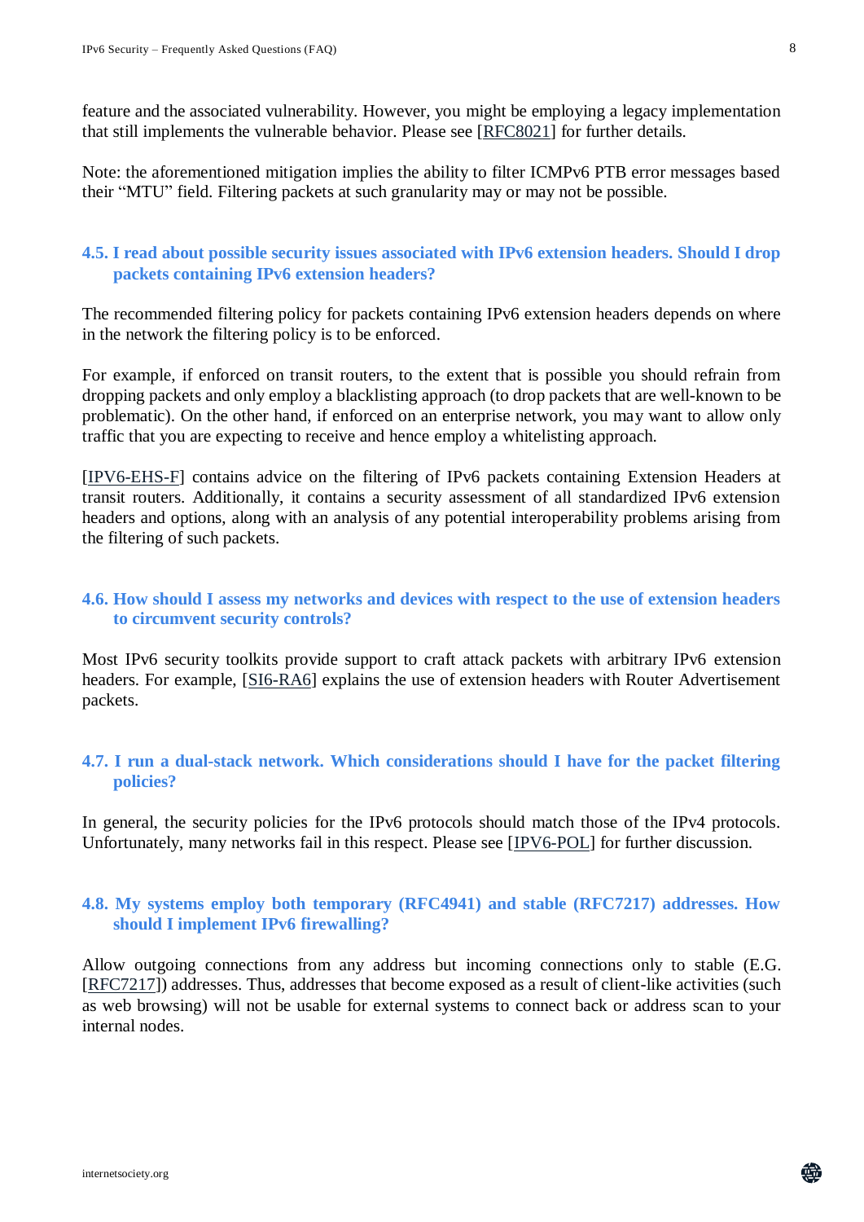feature and the associated vulnerability. However, you might be employing a legacy implementation that still implements the vulnerable behavior. Please see [RFC8021] for further details.

Note: the aforementioned mitigation implies the ability to filter ICMPv6 PTB error messages based their "MTU" field. Filtering packets at such granularity may or may not be possible.

### 4.5. I read about possible security issues associated with IPv6 extension headers. Should I drop packets containing IPv6 extension headers?

The recommended filtering policy for packets containing IPv6 extension headers depends on where in the network the filtering policy is to be enforced.

For example, if enforced on transit routers, to the extent that is possible you should refrain from dropping packets and only employ a blacklisting approach (to drop packets that are well-known to be problematic). On the other hand, if enforced on an enterprise network, you may want to allow only traffic that you are expecting to receive and hence employ a whitelisting approach.

[IPV6-EHS-F] contains advice on the filtering of IPv6 packets containing Extension Headers at transit routers. Additionally, it contains a security assessment of all standardized IPv6 extension headers and options, along with an analysis of any potential interoperability problems arising from the filtering of such packets.

### 4.6. How should I assess my networks and devices with respect to the use of extension headers to circumvent security controls?

Most IPv6 security toolkits provide support to craft attack packets with arbitrary IPv6 extension headers. For example, [SI6-RA6] explains the use of extension headers with Router Advertisement packets.

### 4.7. I run a dual-stack network. Which considerations should I have for the packet filtering policies?

In general, the security policies for the IPv6 protocols should match those of the IPv4 protocols. Unfortunately, many networks fail in this respect. Please see [IPV6-POL] for further discussion.

### 4.8. My systems employ both temporary (RFC4941) and stable (RFC7217) addresses. How should I implement IPv6 firewalling?

Allow outgoing connections from any address but incoming connections only to stable (E.G. [RFC7217]) addresses. Thus, addresses that become exposed as a result of client-like activities (such as web browsing) will not be usable for external systems to connect back or address scan to your internal nodes.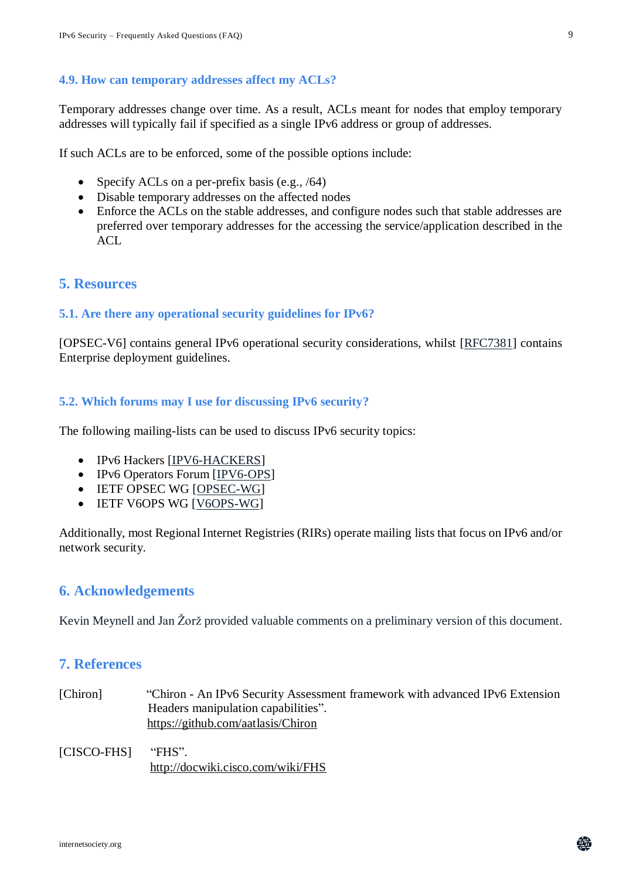### 4.9. How can temporary addresses affect my ACLs?

Temporary addresses change over time. As a result, ACLs meant for nodes that employ temporary addresses will typically fail if specified as a single IPv6 address or group of addresses.

If such ACLs are to be enforced, some of the possible options include:

- Specify ACLs on a per-prefix basis (e.g., /64)
- Disable temporary addresses on the affected nodes
- Enforce the ACLs on the stable addresses, and configure nodes such that stable addresses are preferred over temporary addresses for the accessing the service/application described in the ACL

## 5. Resources

### 5.1. Are there any operational security guidelines for IPv6?

[OPSEC-V6] contains general IPv6 operational security considerations, whilst [RFC7381] contains Enterprise deployment guidelines.

### 5.2. Which forums may I use for discussing IPv6 security?

The following mailing-lists can be used to discuss IPv6 security topics:

- IPv6 Hackers [IPV6-HACKERS]
- IPv6 Operators Forum [IPV6-OPS]
- IETF OPSEC WG [OPSEC-WG]
- IETF V6OPS WG [V6OPS-WG]

Additionally, most Regional Internet Registries (RIRs) operate mailing lists that focus on IPv6 and/or network security.

## 6. Acknowledgements

Kevin Meynell and Jan Žorž provided valuable comments on a preliminary version of this document.

## 7. References

[Chiron] "Chiron - An IPv6 Security Assessment framework with advanced IPv6 Extension Headers manipulation capabilities". https://github.com/aatlasis/Chiron

[CISCO-FHS] "FHS". http://docwiki.cisco.com/wiki/FHS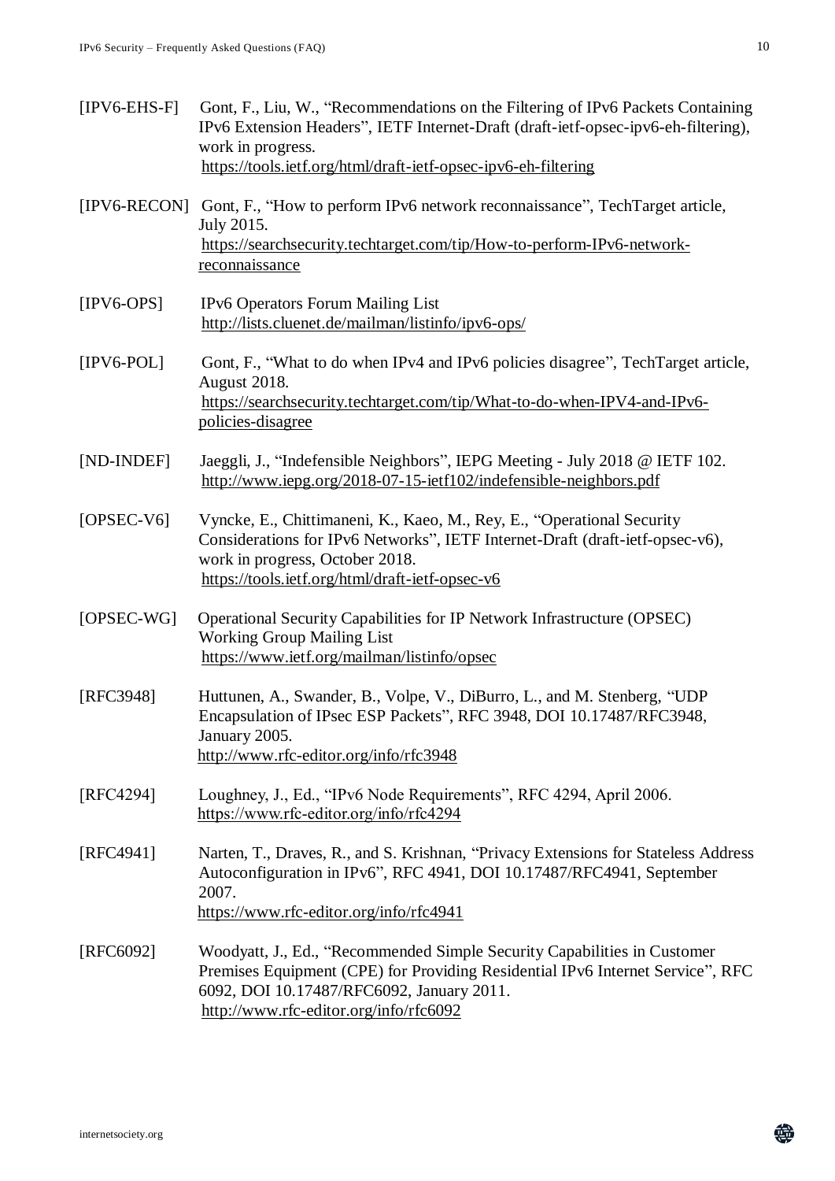[IPV6-EHS-F] Gont, F., Liu, W., "Recommendations on the Filtering of IPv6 Packets Containing IPv6 Extension Headers", IETF Internet-Draft (draft-ietf-opsec-ipv6-eh-filtering), work in progress.
https://tools.ietf.org/html/draft-ietf-opsec-ipv6-eh-filtering

[IPV6-RECON] Gont, F., "How to perform IPv6 network reconnaissance", TechTarget article, July 2015.
https://searchsecurity.techtarget.com/tip/How-to-perform-IPv6-network-reconnaissance

[IPV6-OPS] IPv6 Operators Forum Mailing List
http://lists.cluenet.de/mailman/listinfo/ipv6-ops/

[IPV6-POL] Gont, F., "What to do when IPv4 and IPv6 policies disagree", TechTarget article, August 2018.
https://searchsecurity.techtarget.com/tip/What-to-do-when-IPV4-and-IPv6-policies-disagree

[ND-INDEF] Jaeggli, J., "Indefensible Neighbors", IEPG Meeting - July 2018 @ IETF 102.
http://www.iepg.org/2018-07-15-ietf102/indefensible-neighbors.pdf

[OPSEC-V6] Vyncke, E., Chittimaneni, K., Kaeo, M., Rey, E., "Operational Security Considerations for IPv6 Networks", IETF Internet-Draft (draft-ietf-opsec-v6), work in progress, October 2018.
https://tools.ietf.org/html/draft-ietf-opsec-v6

[OPSEC-WG] Operational Security Capabilities for IP Network Infrastructure (OPSEC) Working Group Mailing List
https://www.ietf.org/mailman/listinfo/opsec

[RFC3948] Huttunen, A., Swander, B., Volpe, V., DiBurro, L., and M. Stenberg, "UDP Encapsulation of IPsec ESP Packets", RFC 3948, DOI 10.17487/RFC3948, January 2005.
http://www.rfc-editor.org/info/rfc3948

[RFC4294] Loughney, J., Ed., "IPv6 Node Requirements", RFC 4294, April 2006.
https://www.rfc-editor.org/info/rfc4294

[RFC4941] Narten, T., Draves, R., and S. Krishnan, "Privacy Extensions for Stateless Address Autoconfiguration in IPv6", RFC 4941, DOI 10.17487/RFC4941, September 2007.
https://www.rfc-editor.org/info/rfc4941

[RFC6092] Woodyatt, J., Ed., "Recommended Simple Security Capabilities in Customer Premises Equipment (CPE) for Providing Residential IPv6 Internet Service", RFC 6092, DOI 10.17487/RFC6092, January 2011.
http://www.rfc-editor.org/info/rfc6092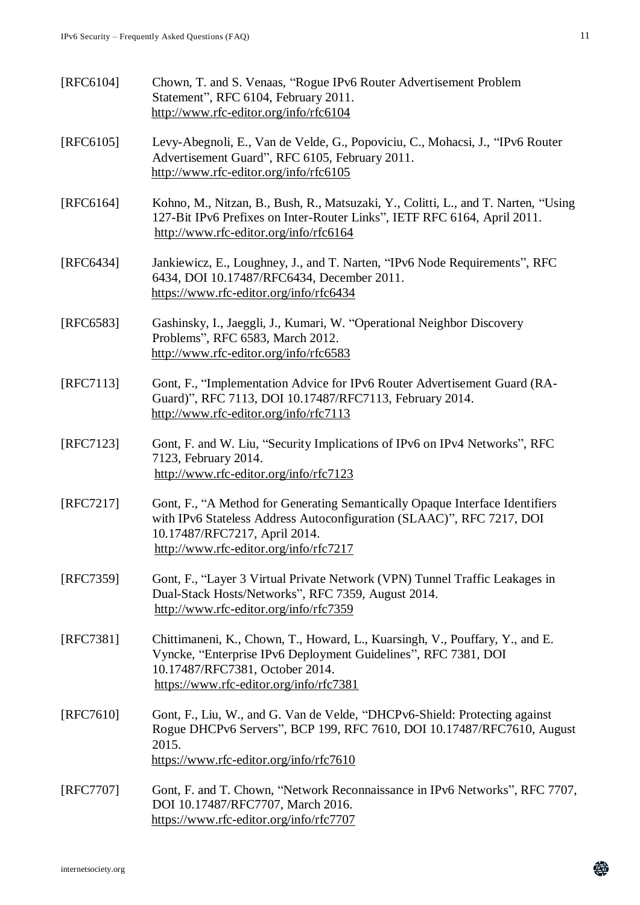[RFC6104] Chown, T. and S. Venaas, “Rogue IPv6 Router Advertisement Problem Statement”, RFC 6104, February 2011.
http://www.rfc-editor.org/info/rfc6104

[RFC6105] Levy-Abegnoli, E., Van de Velde, G., Popoviciu, C., Mohacsi, J., “IPv6 Router Advertisement Guard”, RFC 6105, February 2011.
http://www.rfc-editor.org/info/rfc6105

[RFC6164] Kohno, M., Nitzan, B., Bush, R., Matsuzaki, Y., Colitti, L., and T. Narten, “Using 127-Bit IPv6 Prefixes on Inter-Router Links”, IETF RFC 6164, April 2011.
http://www.rfc-editor.org/info/rfc6164

[RFC6434] Jankiewicz, E., Loughney, J., and T. Narten, “IPv6 Node Requirements”, RFC 6434, DOI 10.17487/RFC6434, December 2011.
https://www.rfc-editor.org/info/rfc6434

[RFC6583] Gashinsky, I., Jaeggli, J., Kumari, W. “Operational Neighbor Discovery Problems”, RFC 6583, March 2012.
http://www.rfc-editor.org/info/rfc6583

[RFC7113] Gont, F., “Implementation Advice for IPv6 Router Advertisement Guard (RA-Guard)”, RFC 7113, DOI 10.17487/RFC7113, February 2014.
http://www.rfc-editor.org/info/rfc7113

[RFC7123] Gont, F. and W. Liu, “Security Implications of IPv6 on IPv4 Networks”, RFC 7123, February 2014.
http://www.rfc-editor.org/info/rfc7123

[RFC7217] Gont, F., “A Method for Generating Semantically Opaque Interface Identifiers with IPv6 Stateless Address Autoconfiguration (SLAAC)”, RFC 7217, DOI 10.17487/RFC7217, April 2014.
http://www.rfc-editor.org/info/rfc7217

[RFC7359] Gont, F., “Layer 3 Virtual Private Network (VPN) Tunnel Traffic Leakages in Dual-Stack Hosts/Networks”, RFC 7359, August 2014.
http://www.rfc-editor.org/info/rfc7359

[RFC7381] Chittimaneni, K., Chown, T., Howard, L., Kuarsingh, V., Pouffary, Y., and E. Vyncke, “Enterprise IPv6 Deployment Guidelines”, RFC 7381, DOI 10.17487/RFC7381, October 2014.
https://www.rfc-editor.org/info/rfc7381

[RFC7610] Gont, F., Liu, W., and G. Van de Velde, “DHCPv6-Shield: Protecting against Rogue DHCPv6 Servers”, BCP 199, RFC 7610, DOI 10.17487/RFC7610, August 2015.
https://www.rfc-editor.org/info/rfc7610

[RFC7707] Gont, F. and T. Chown, “Network Reconnaissance in IPv6 Networks”, RFC 7707, DOI 10.17487/RFC7707, March 2016.
https://www.rfc-editor.org/info/rfc7707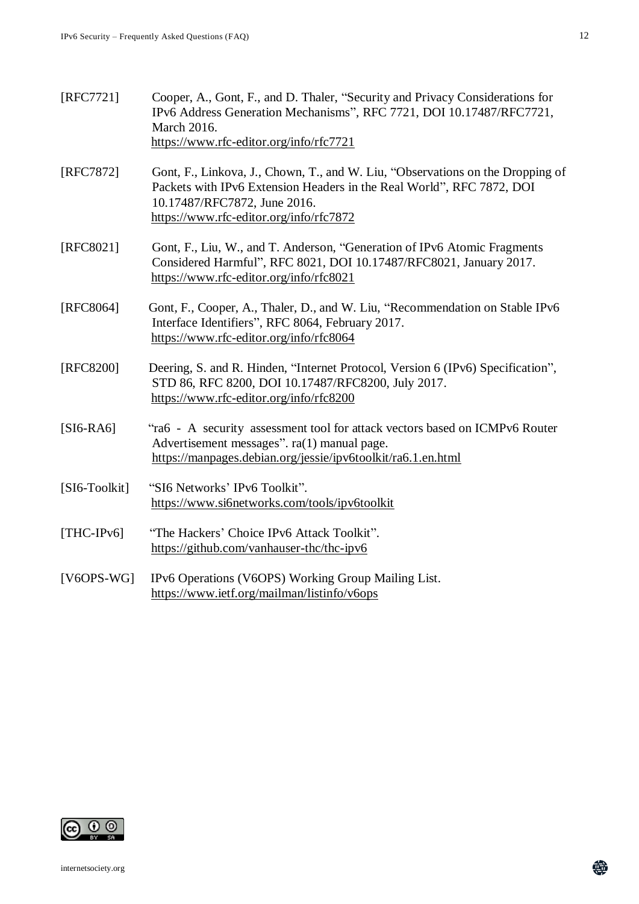[RFC7721] Cooper, A., Gont, F., and D. Thaler, "Security and Privacy Considerations for IPv6 Address Generation Mechanisms", RFC 7721, DOI 10.17487/RFC7721, March 2016.
https://www.rfc-editor.org/info/rfc7721

[RFC7872] Gont, F., Linkova, J., Chown, T., and W. Liu, "Observations on the Dropping of Packets with IPv6 Extension Headers in the Real World", RFC 7872, DOI 10.17487/RFC7872, June 2016.
https://www.rfc-editor.org/info/rfc7872

[RFC8021] Gont, F., Liu, W., and T. Anderson, "Generation of IPv6 Atomic Fragments Considered Harmful", RFC 8021, DOI 10.17487/RFC8021, January 2017.
https://www.rfc-editor.org/info/rfc8021

[RFC8064] Gont, F., Cooper, A., Thaler, D., and W. Liu, "Recommendation on Stable IPv6 Interface Identifiers", RFC 8064, February 2017.
https://www.rfc-editor.org/info/rfc8064

[RFC8200] Deering, S. and R. Hinden, "Internet Protocol, Version 6 (IPv6) Specification", STD 86, RFC 8200, DOI 10.17487/RFC8200, July 2017.
https://www.rfc-editor.org/info/rfc8200

[SI6-RA6] "ra6 - A security assessment tool for attack vectors based on ICMPv6 Router Advertisement messages". ra(1) manual page.
https://manpages.debian.org/jessie/ipv6toolkit/ra6.1.en.html

[SI6-Toolkit] "SI6 Networks' IPv6 Toolkit".
https://www.si6networks.com/tools/ipv6toolkit

[THC-IPv6] "The Hackers' Choice IPv6 Attack Toolkit".
https://github.com/vanhauser-thc/thc-ipv6

[V6OPS-WG] IPv6 Operations (V6OPS) Working Group Mailing List.
https://www.ietf.org/mailman/listinfo/v6ops